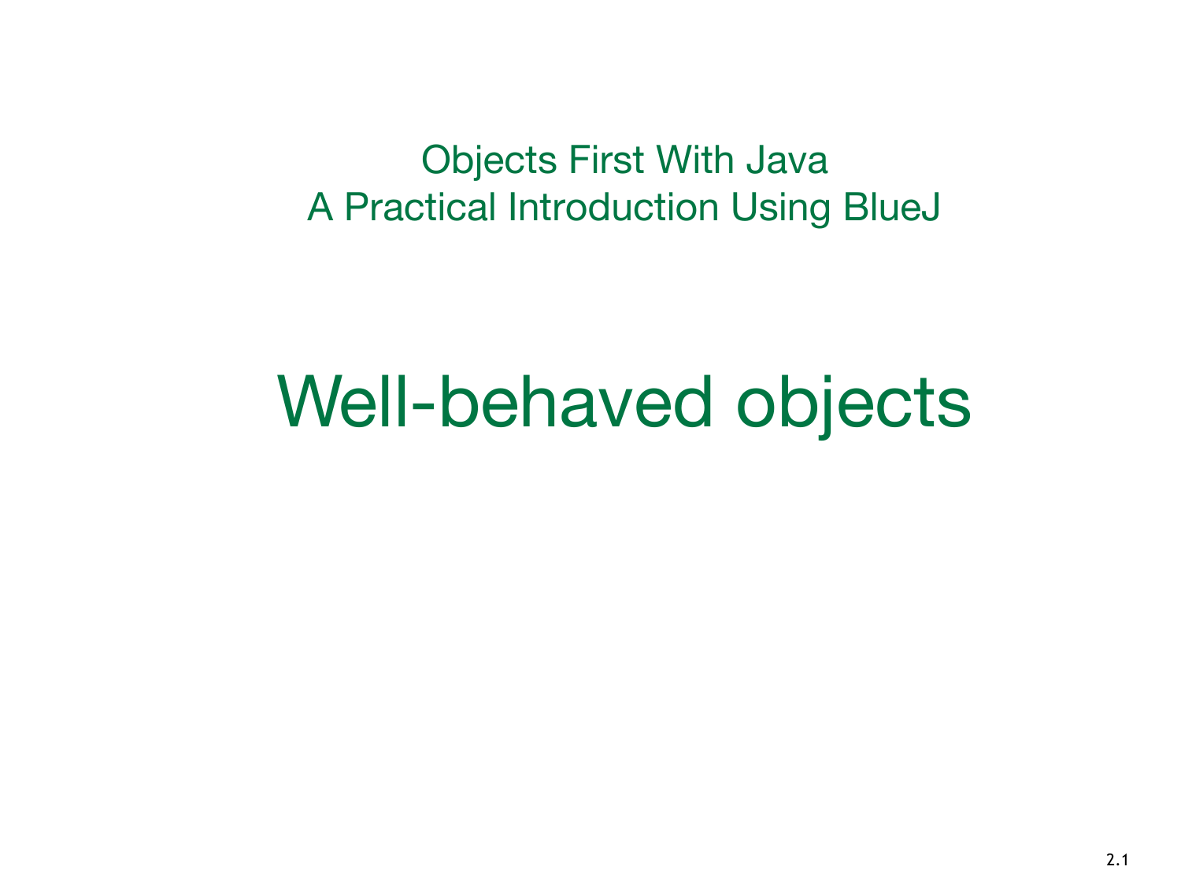Objects First With Java
A Practical Introduction Using BlueJ

# Well-behaved objects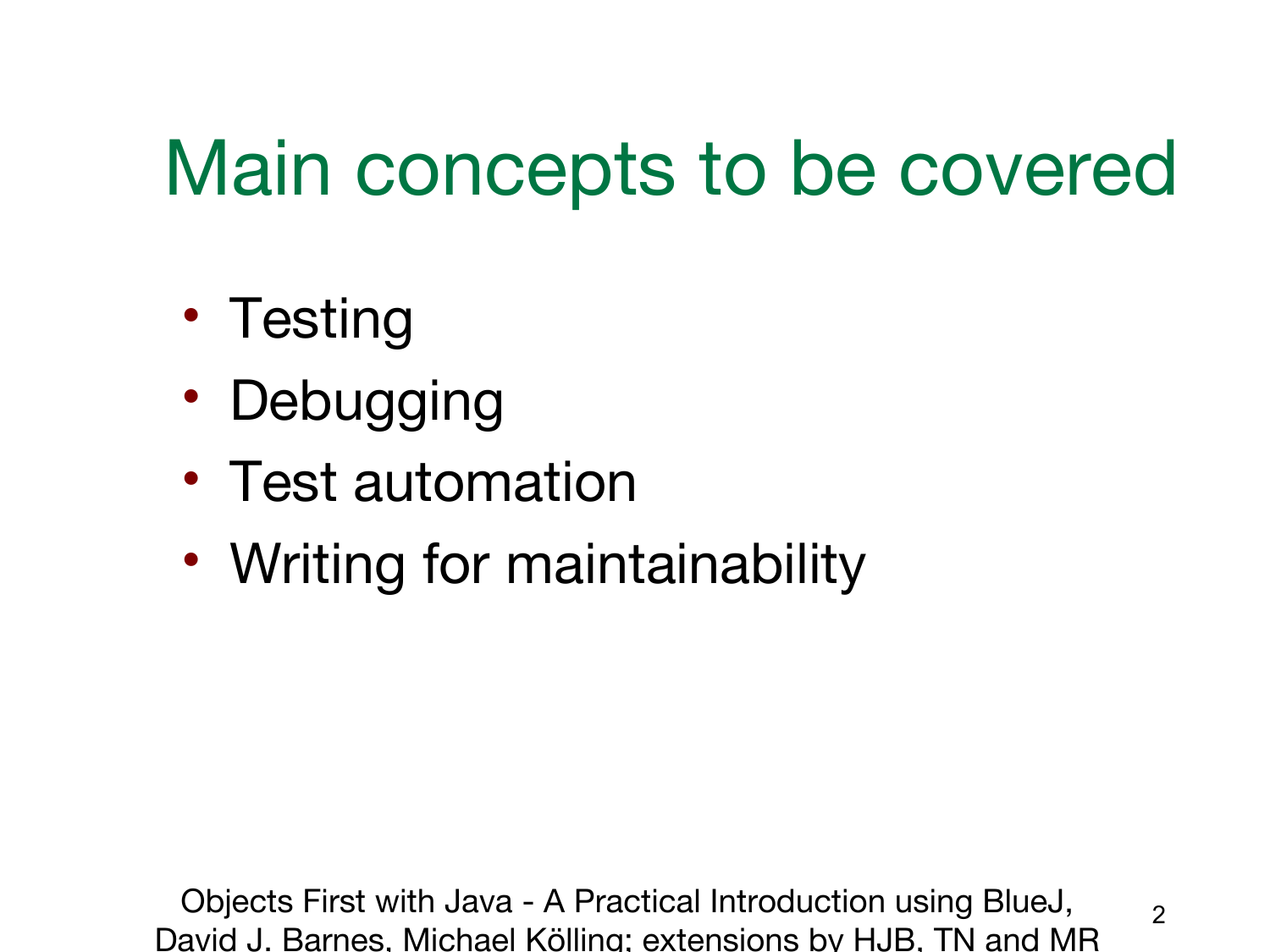# Main concepts to be covered

- Testing
- Debugging
- Test automation
- Writing for maintainability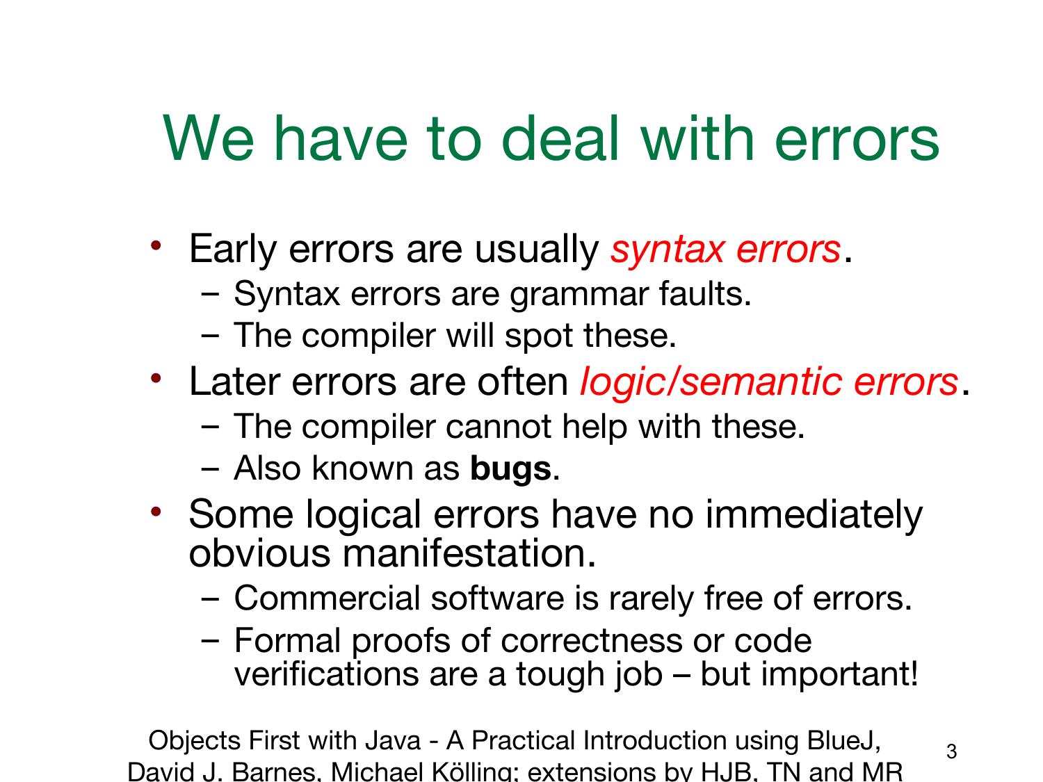# We have to deal with errors

- Early errors are usually *syntax errors*.
  - Syntax errors are grammar faults.
  - The compiler will spot these.
- Later errors are often *logic/semantic errors*.
  - The compiler cannot help with these.
  - Also known as **bugs**.
- Some logical errors have no immediately obvious manifestation.
  - Commercial software is rarely free of errors.
  - Formal proofs of correctness or code verifications are a tough job – but important!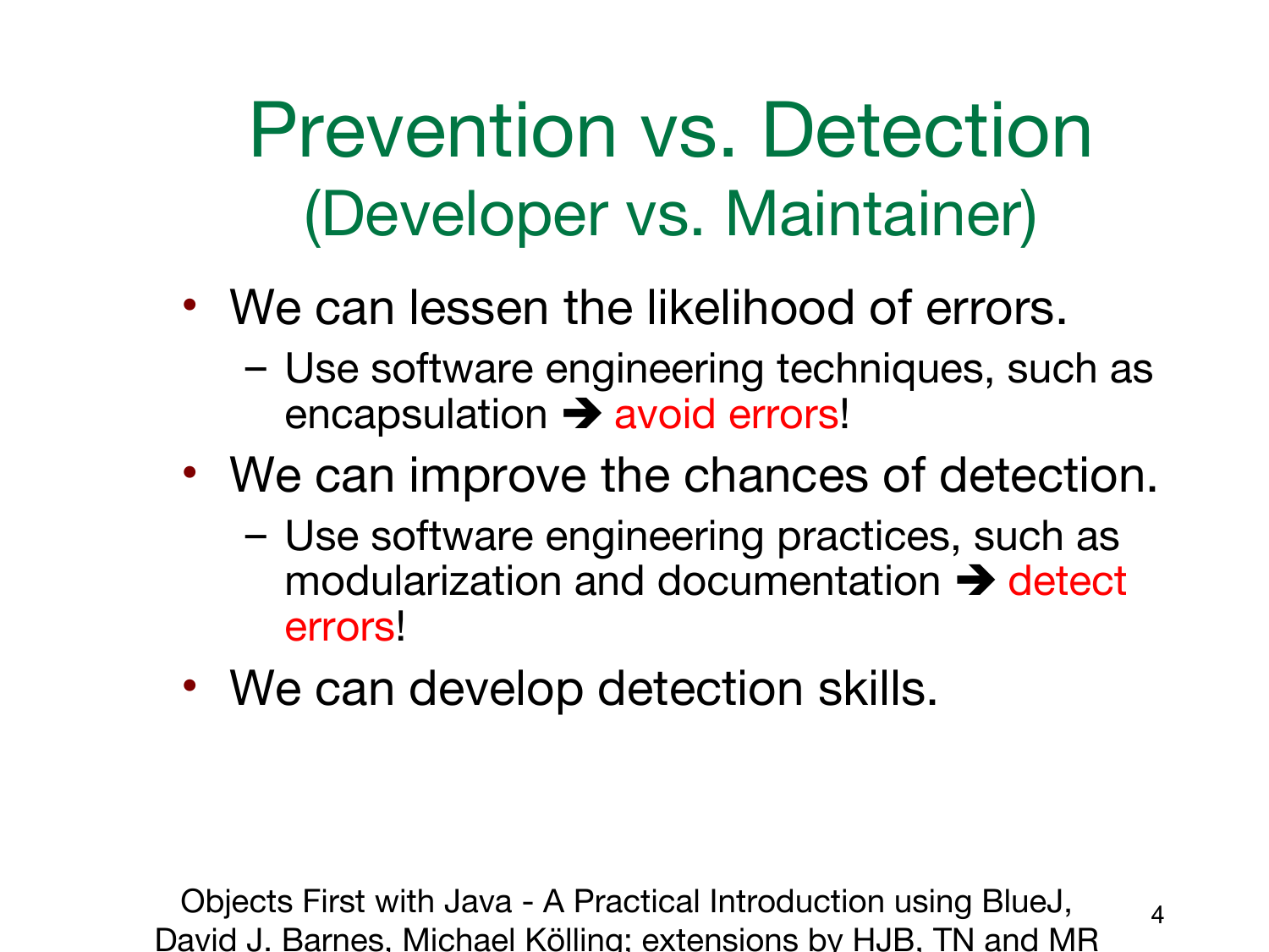# Prevention vs. Detection
## (Developer vs. Maintainer)

- We can lessen the likelihood of errors.
  - Use software engineering techniques, such as encapsulation ➔ avoid errors!
- We can improve the chances of detection.
  - Use software engineering practices, such as modularization and documentation ➔ detect errors!
- We can develop detection skills.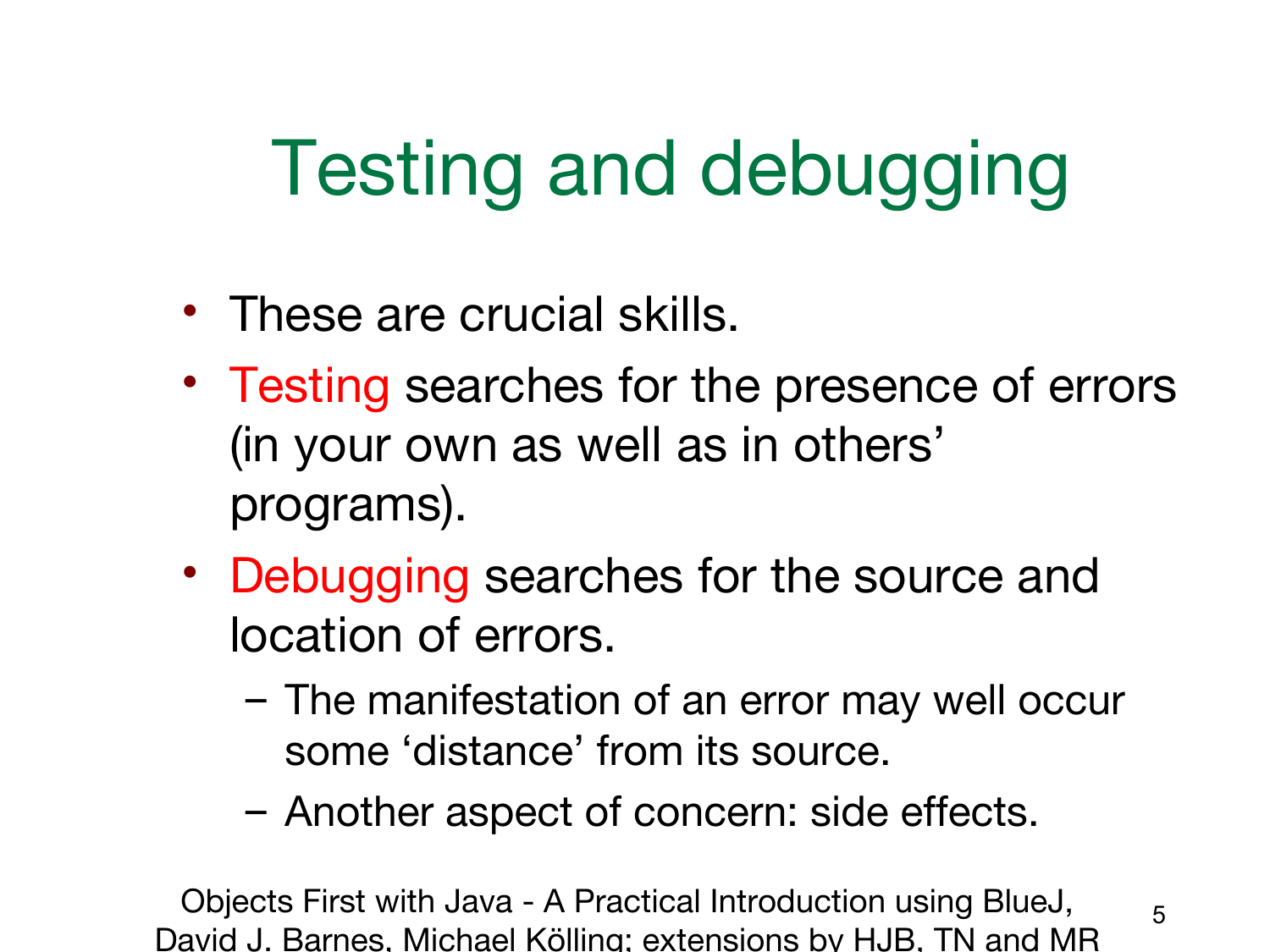# Testing and debugging

- These are crucial skills.
- Testing searches for the presence of errors (in your own as well as in others' programs).
- Debugging searches for the source and location of errors.
  - The manifestation of an error may well occur some 'distance' from its source.
  - Another aspect of concern: side effects.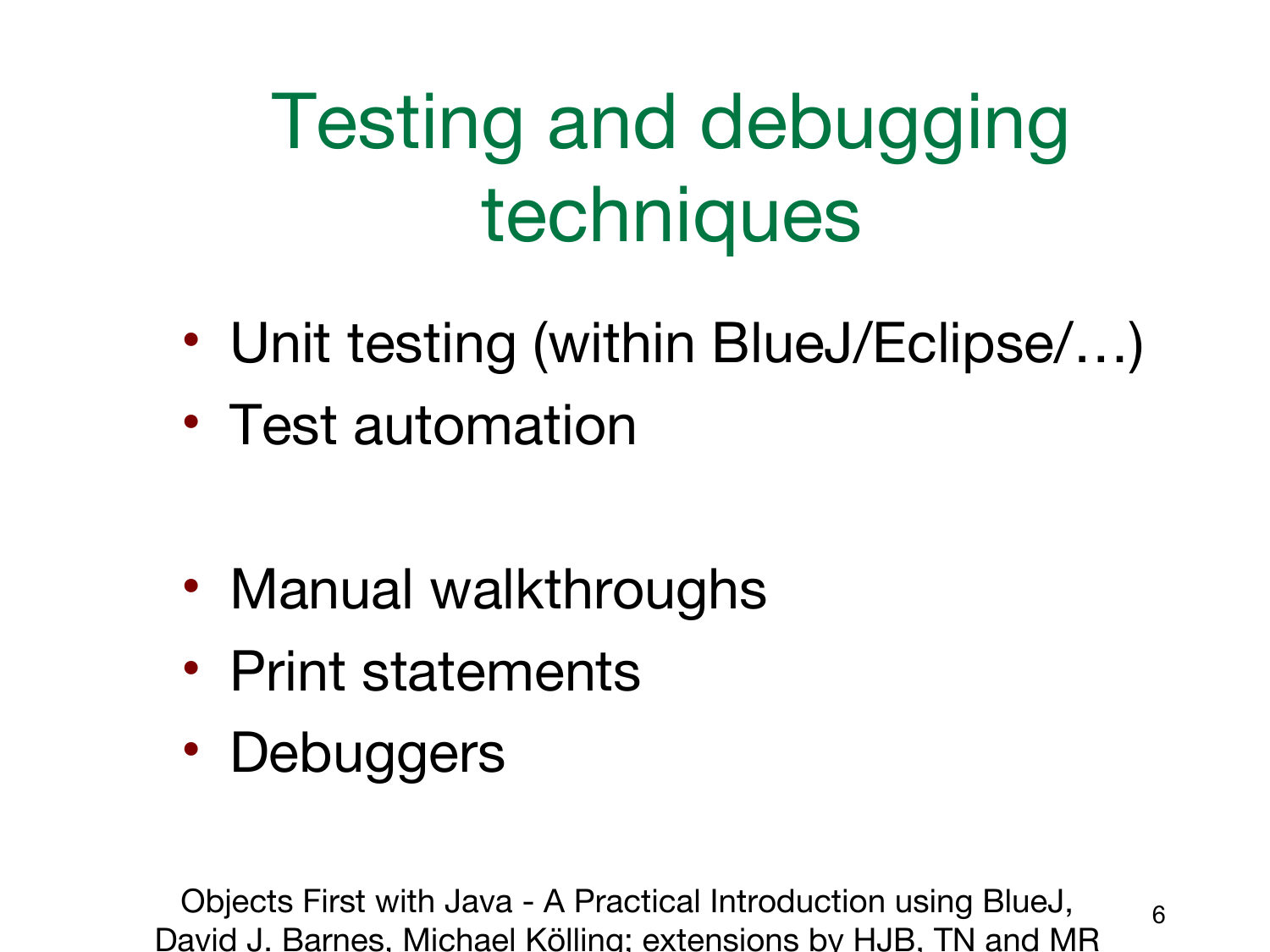# Testing and debugging techniques

- Unit testing (within BlueJ/Eclipse/…)
- Test automation

- Manual walkthroughs
- Print statements
- Debuggers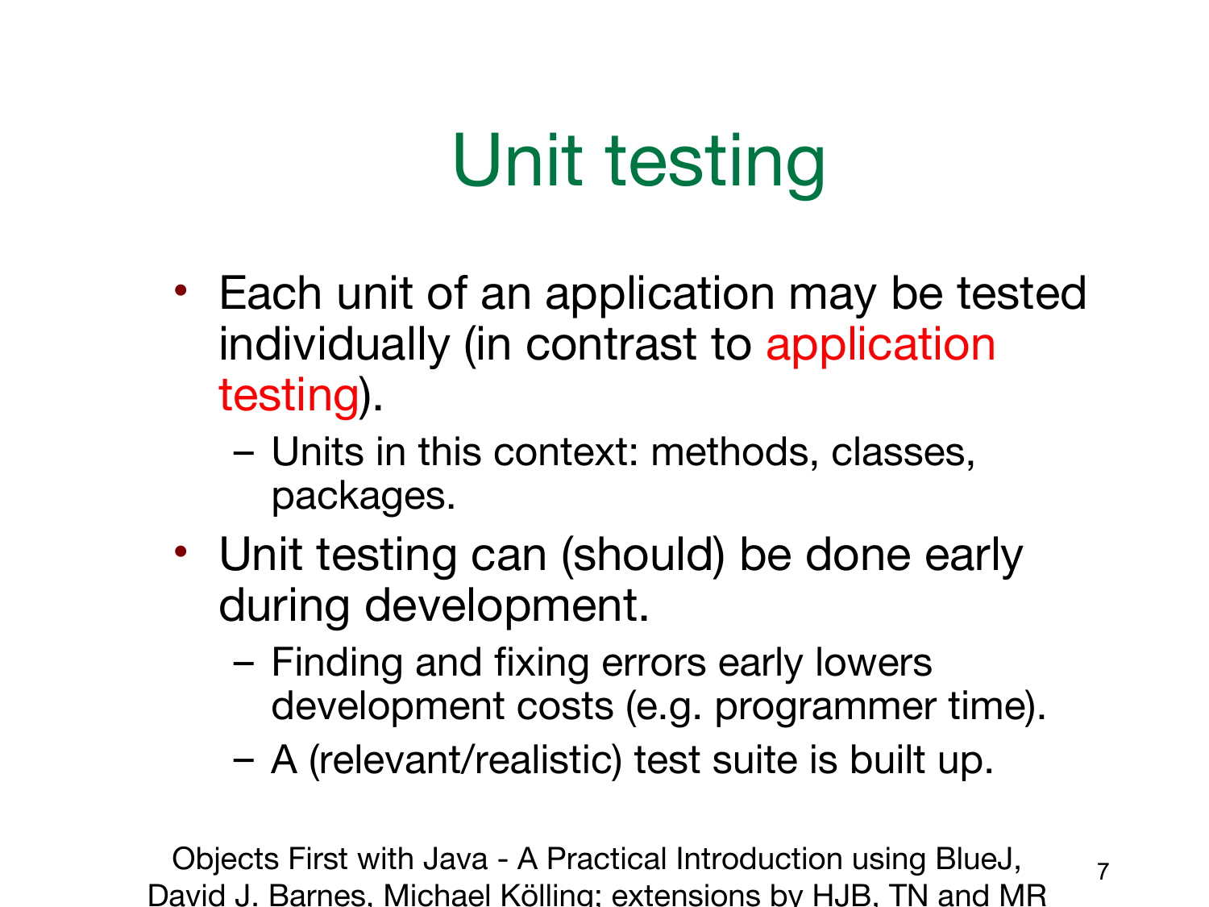# Unit testing

- Each unit of an application may be tested individually (in contrast to application testing).
  - Units in this context: methods, classes, packages.
- Unit testing can (should) be done early during development.
  - Finding and fixing errors early lowers development costs (e.g. programmer time).
  - A (relevant/realistic) test suite is built up.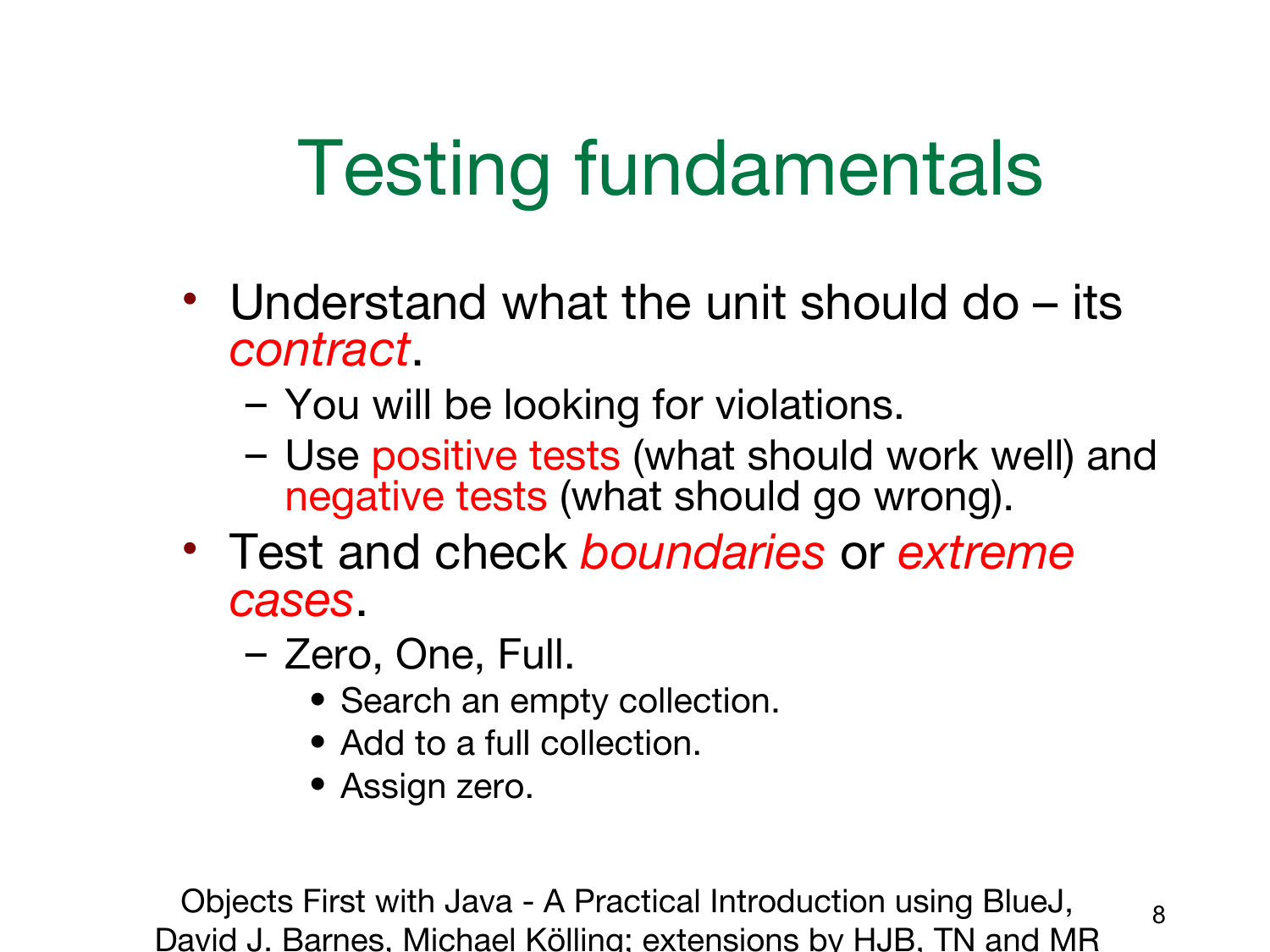# Testing fundamentals

- Understand what the unit should do – its *contract*.
  - You will be looking for violations.
  - Use positive tests (what should work well) and negative tests (what should go wrong).
- Test and check *boundaries* or *extreme cases*.
  - Zero, One, Full.
    - Search an empty collection.
    - Add to a full collection.
    - Assign zero.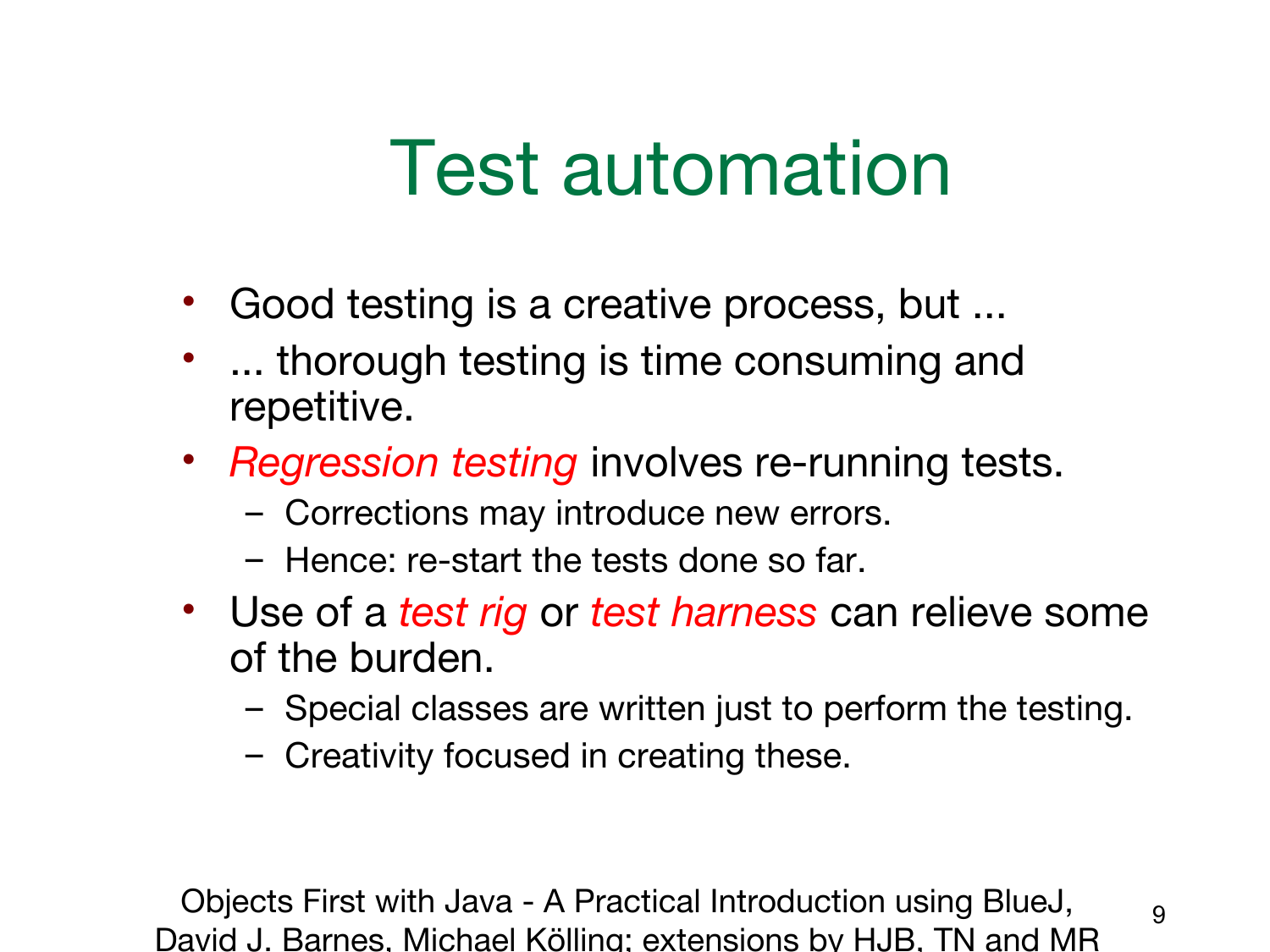# Test automation

- Good testing is a creative process, but ...
- ... thorough testing is time consuming and repetitive.
- *Regression testing* involves re-running tests.
  - Corrections may introduce new errors.
  - Hence: re-start the tests done so far.
- Use of a *test rig* or *test harness* can relieve some of the burden.
  - Special classes are written just to perform the testing.
  - Creativity focused in creating these.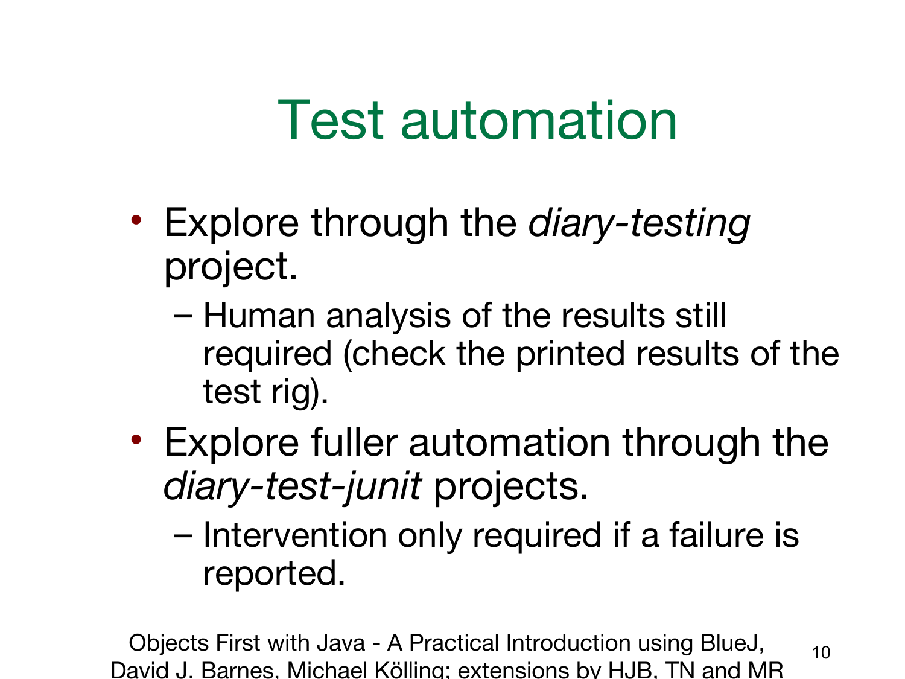# Test automation

- Explore through the *diary-testing* project.
  - Human analysis of the results still required (check the printed results of the test rig).
- Explore fuller automation through the *diary-test-junit* projects.
  - Intervention only required if a failure is reported.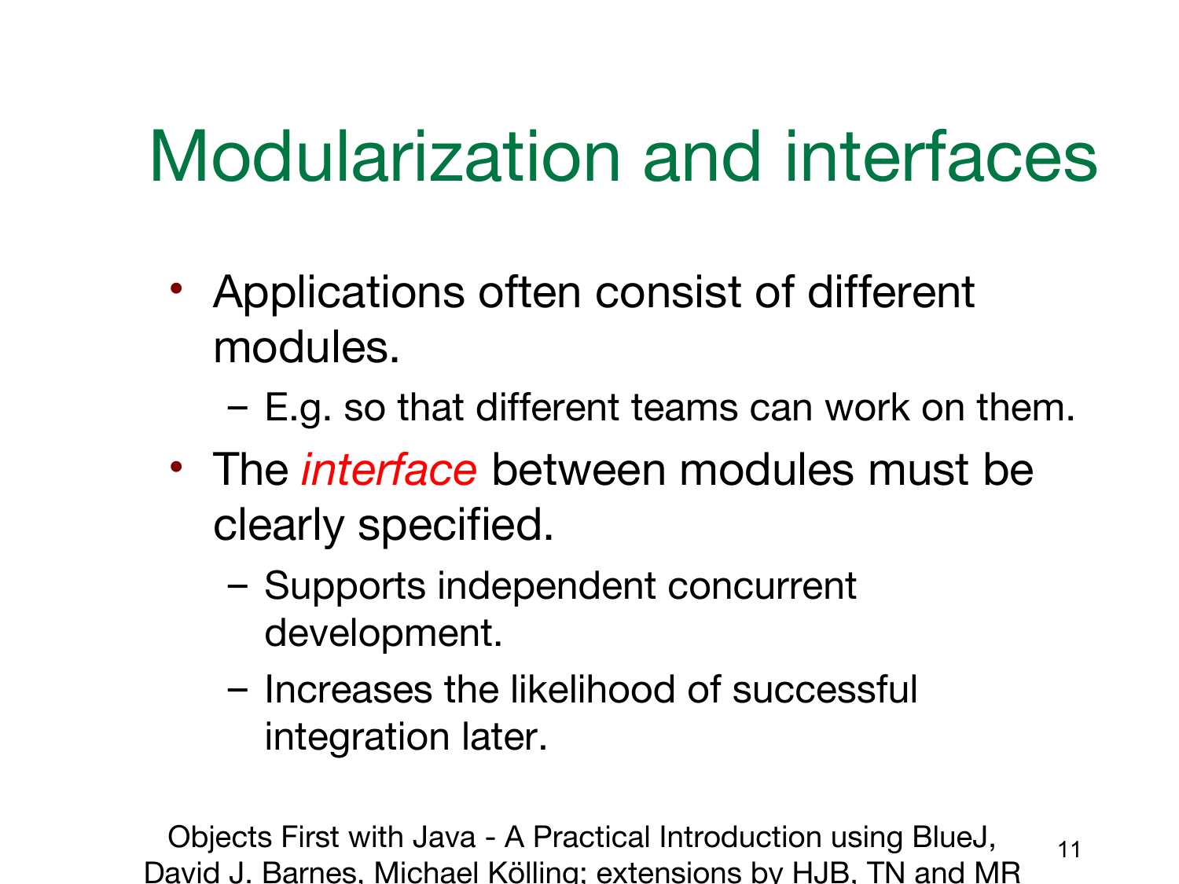# Modularization and interfaces

- Applications often consist of different modules.
  - E.g. so that different teams can work on them.
- The *interface* between modules must be clearly specified.
  - Supports independent concurrent development.
  - Increases the likelihood of successful integration later.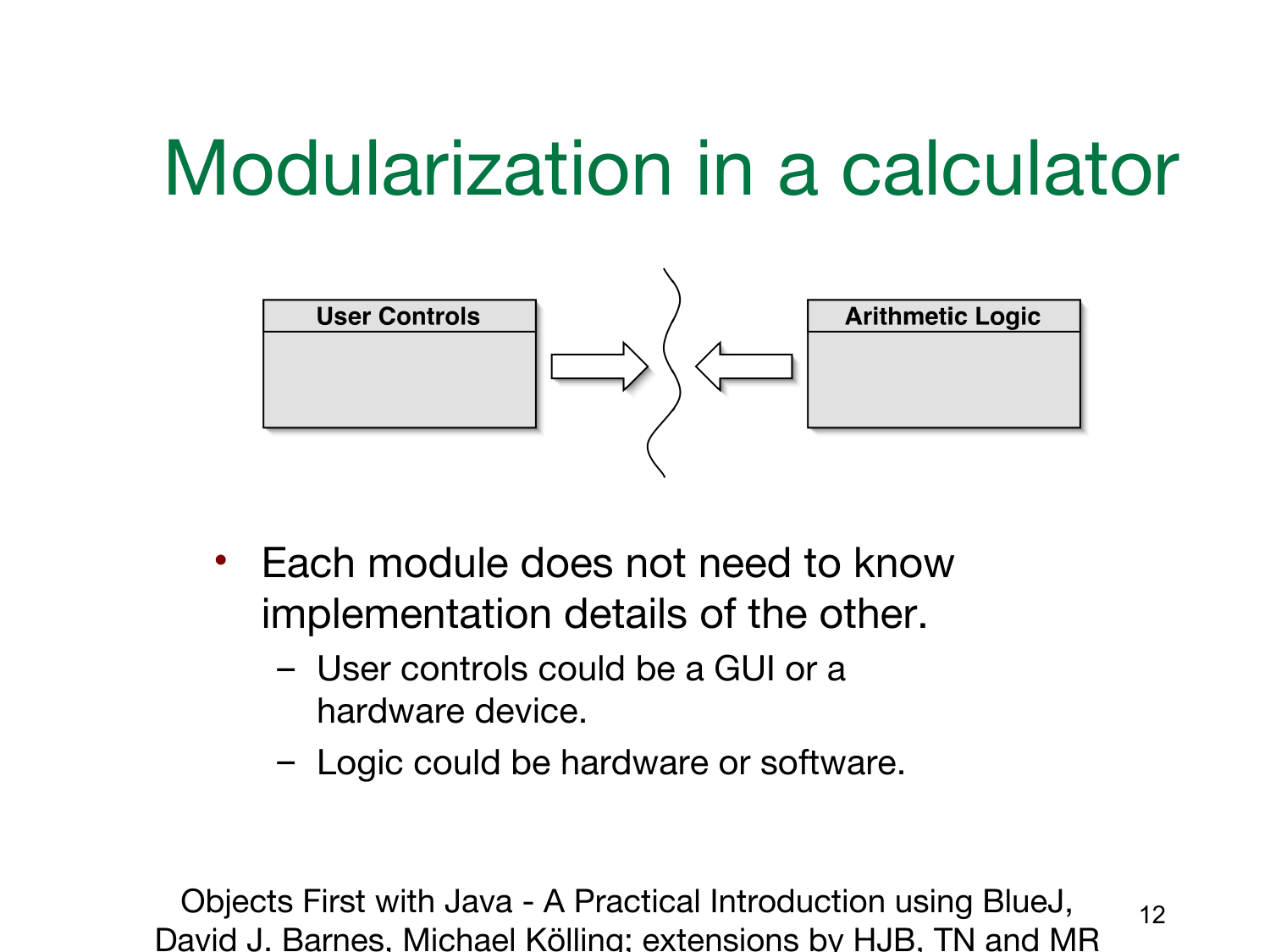# Modularization in a calculator

User Controls

Arithmetic Logic

- Each module does not need to know implementation details of the other.
  - User controls could be a GUI or a hardware device.
  - Logic could be hardware or software.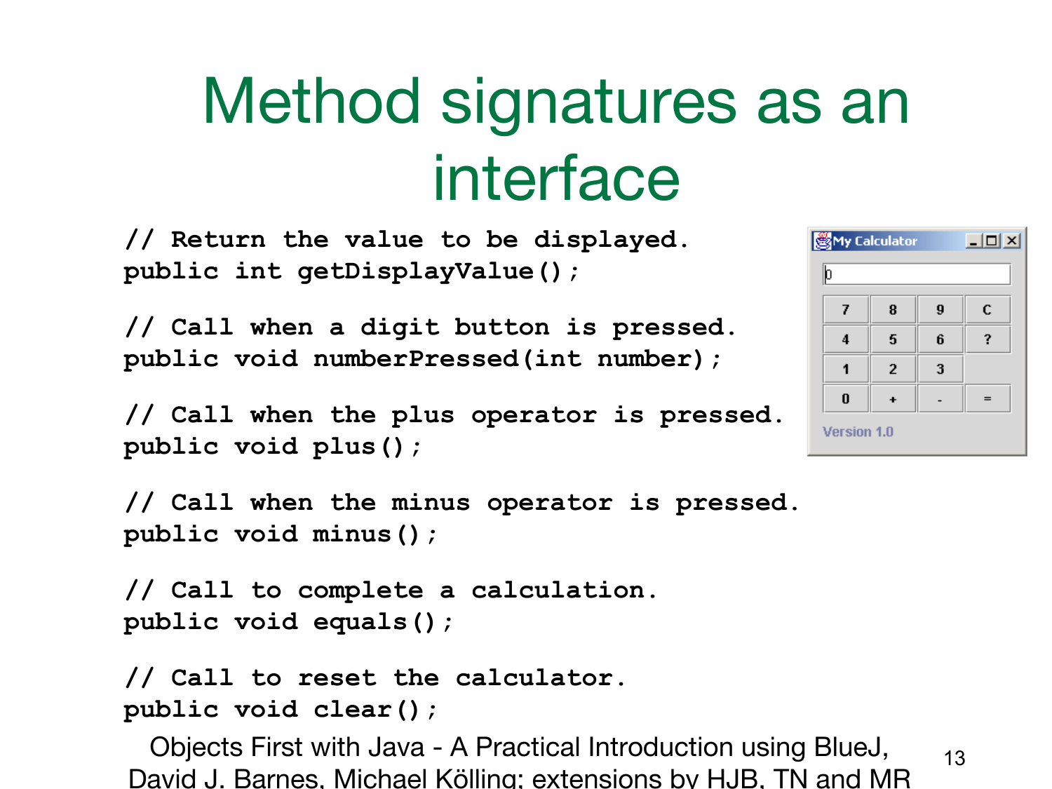# Method signatures as an interface

```java
// Return the value to be displayed.
public int getDisplayValue();

// Call when a digit button is pressed.
public void numberPressed(int number);

// Call when the plus operator is pressed.
public void plus();

// Call when the minus operator is pressed.
public void minus();

// Call to complete a calculation.
public void equals();

// Call to reset the calculator.
public void clear();
```

Objects First with Java - A Practical Introduction using BlueJ, David J. Barnes, Michael Kölling; extensions by HJB, TN and MR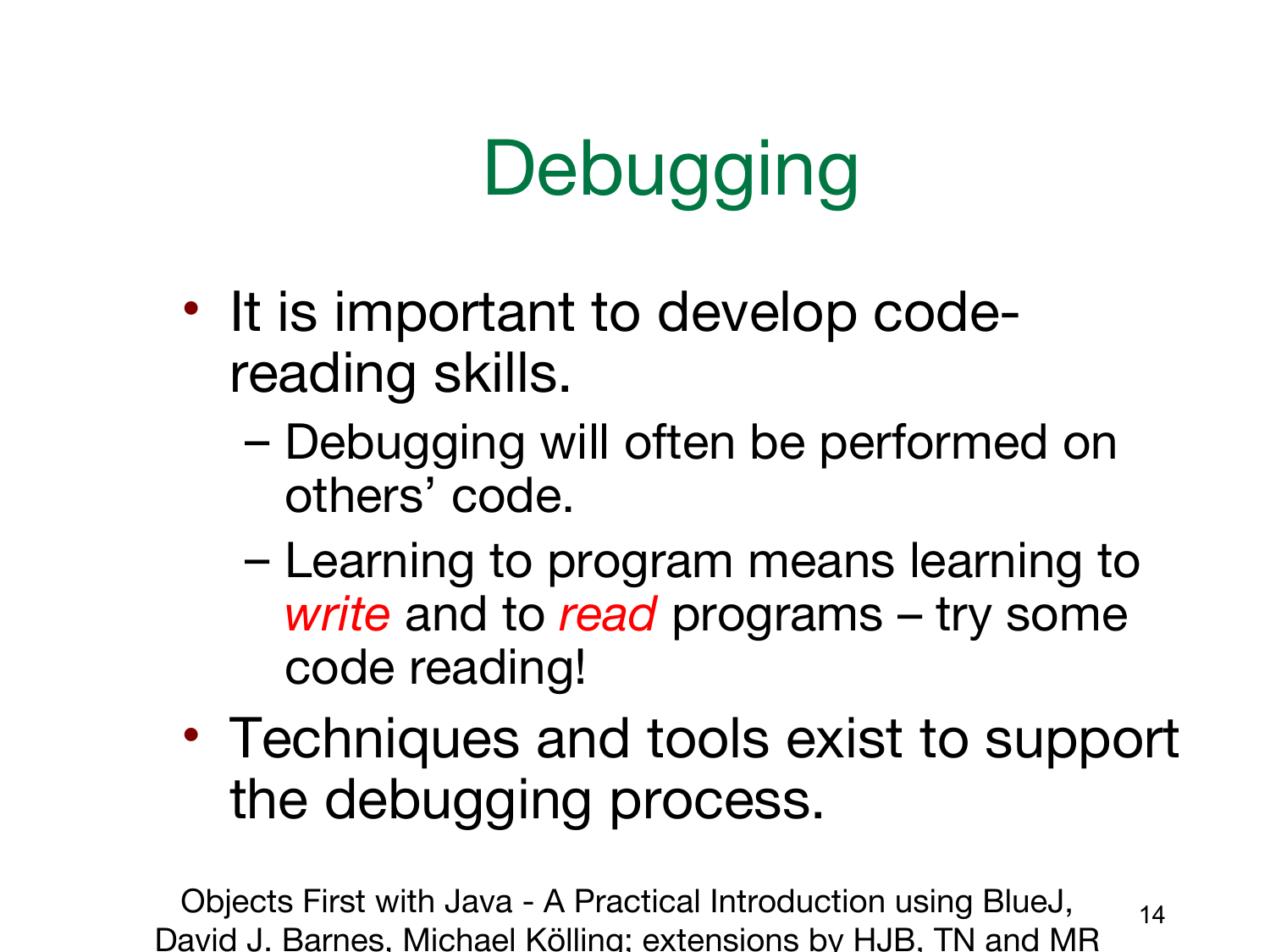# Debugging

- It is important to develop code-reading skills.
  - Debugging will often be performed on others' code.
  - Learning to program means learning to *write* and to *read* programs – try some code reading!
- Techniques and tools exist to support the debugging process.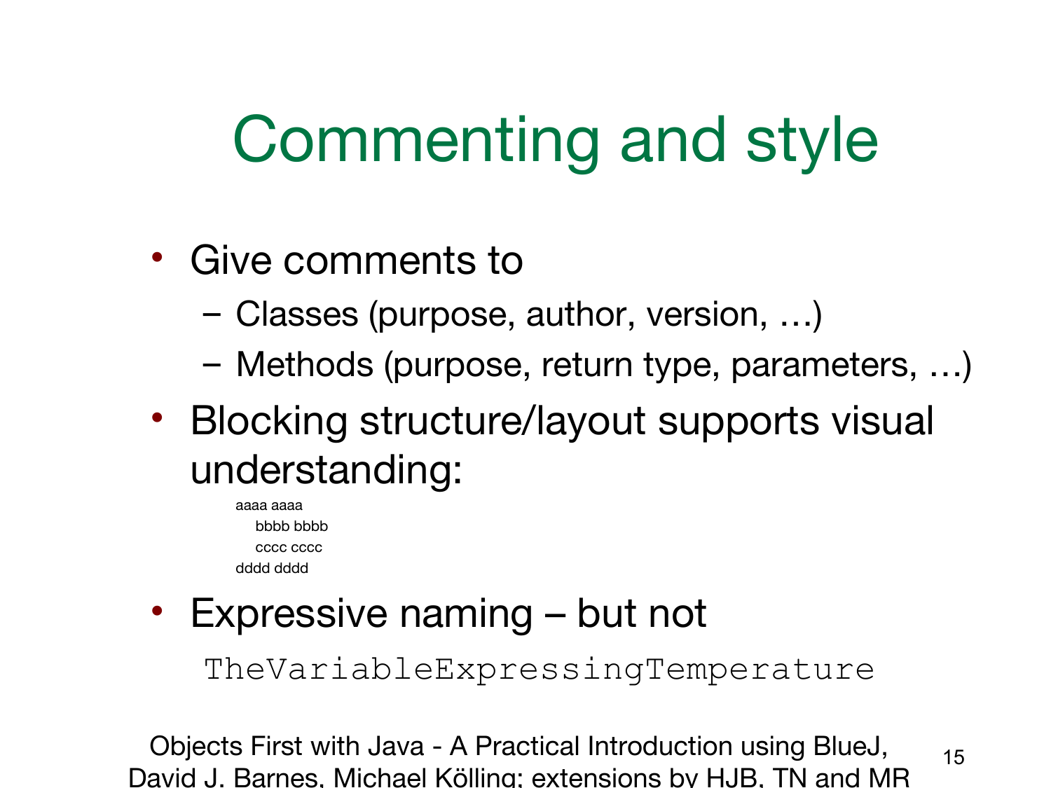# Commenting and style

- Give comments to
  - Classes (purpose, author, version, …)
  - Methods (purpose, return type, parameters, …)
- Blocking structure/layout supports visual understanding:

```
aaaa aaaa
    bbbb bbbb
    cccc cccc
dddd dddd
```

- Expressive naming – but not

```
TheVariableExpressingTemperature
```

Objects First with Java - A Practical Introduction using BlueJ, David J. Barnes, Michael Kölling; extensions by HJB, TN and MR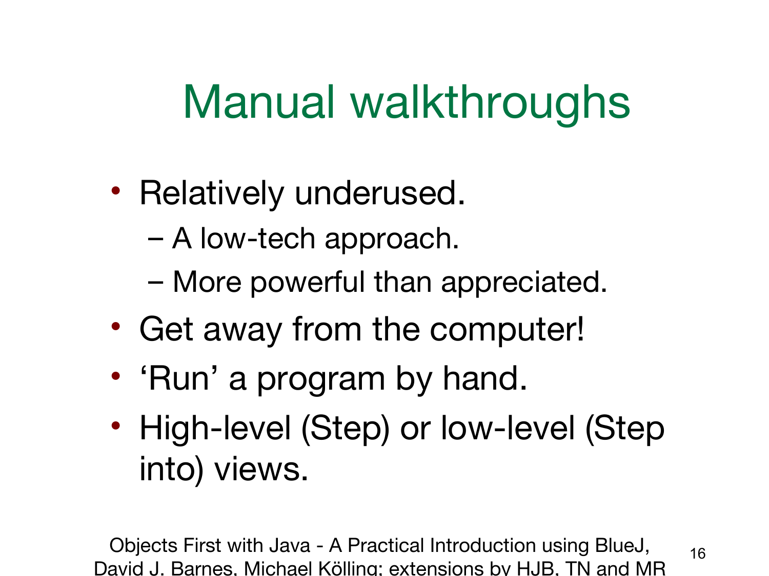# Manual walkthroughs

- Relatively underused.
  - A low-tech approach.
  - More powerful than appreciated.
- Get away from the computer!
- 'Run' a program by hand.
- High-level (Step) or low-level (Step into) views.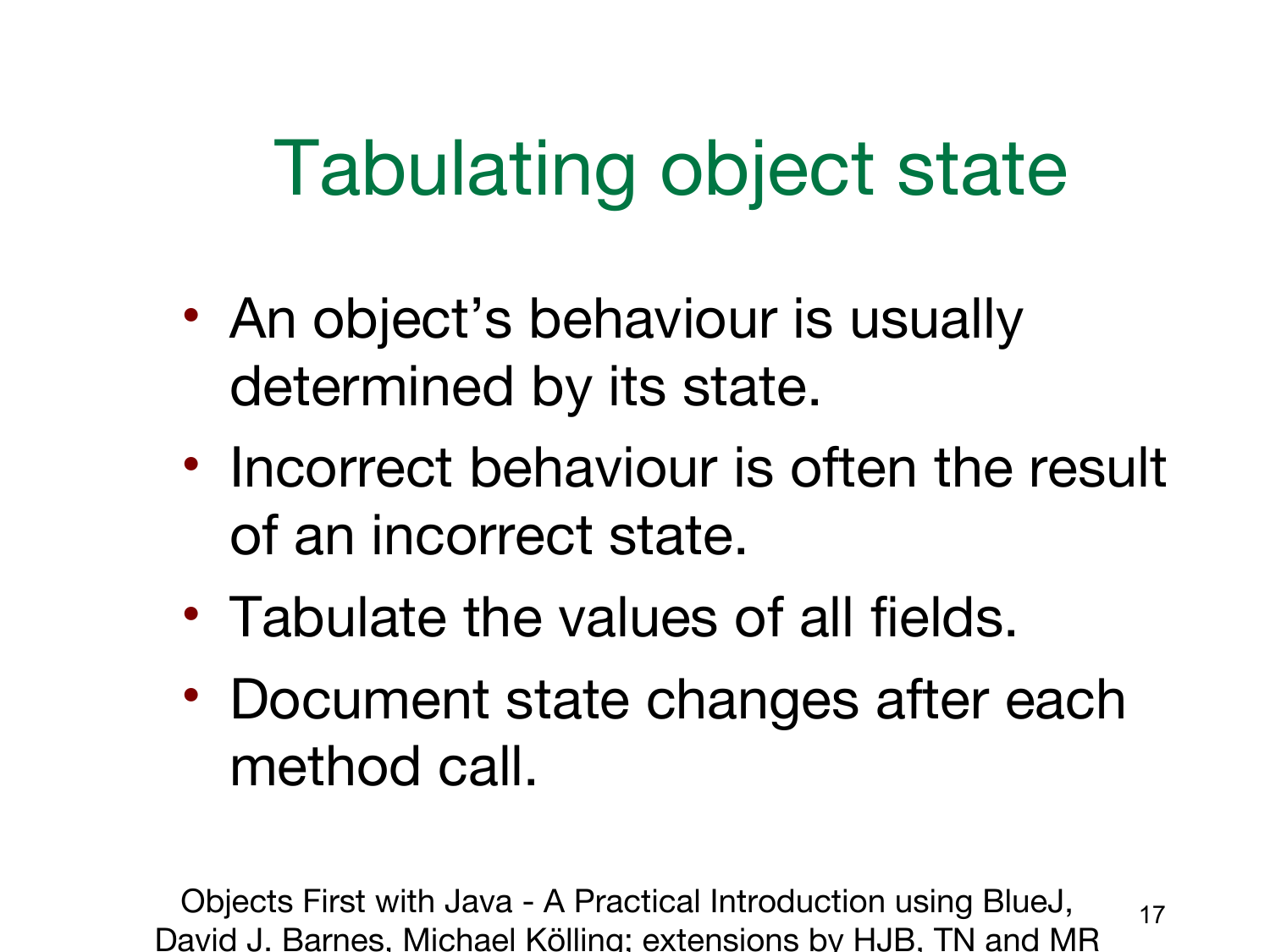# Tabulating object state

- An object’s behaviour is usually determined by its state.
- Incorrect behaviour is often the result of an incorrect state.
- Tabulate the values of all fields.
- Document state changes after each method call.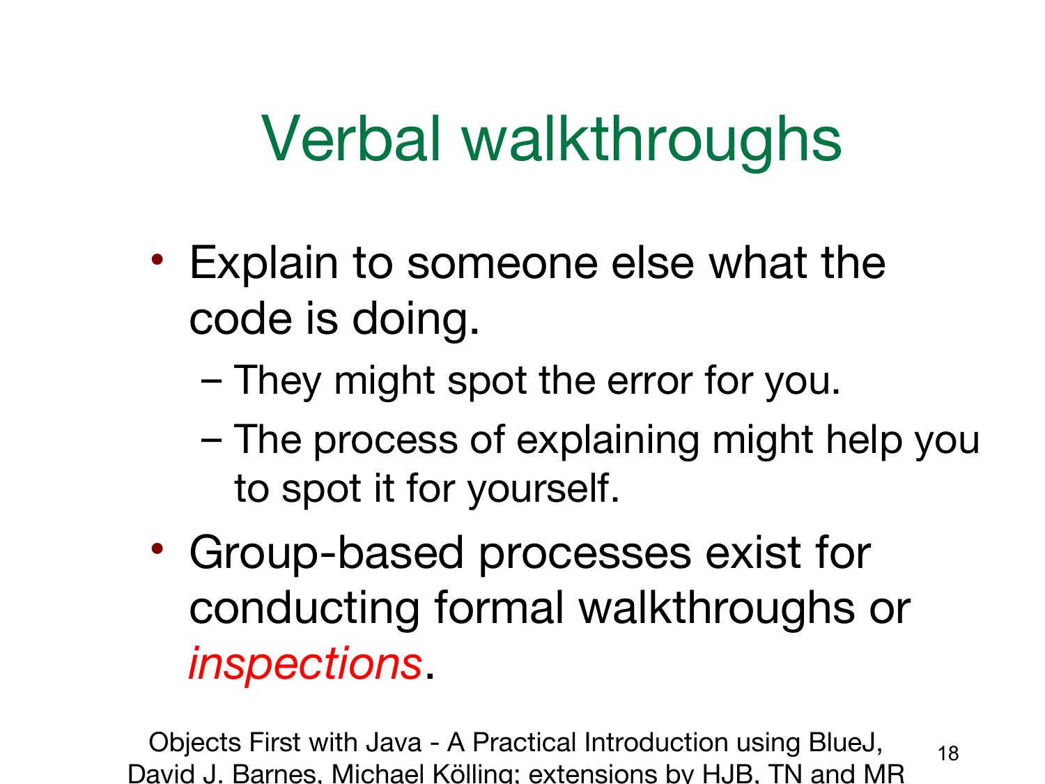# Verbal walkthroughs

- Explain to someone else what the code is doing.
  - They might spot the error for you.
  - The process of explaining might help you to spot it for yourself.
- Group-based processes exist for conducting formal walkthroughs or *inspections*.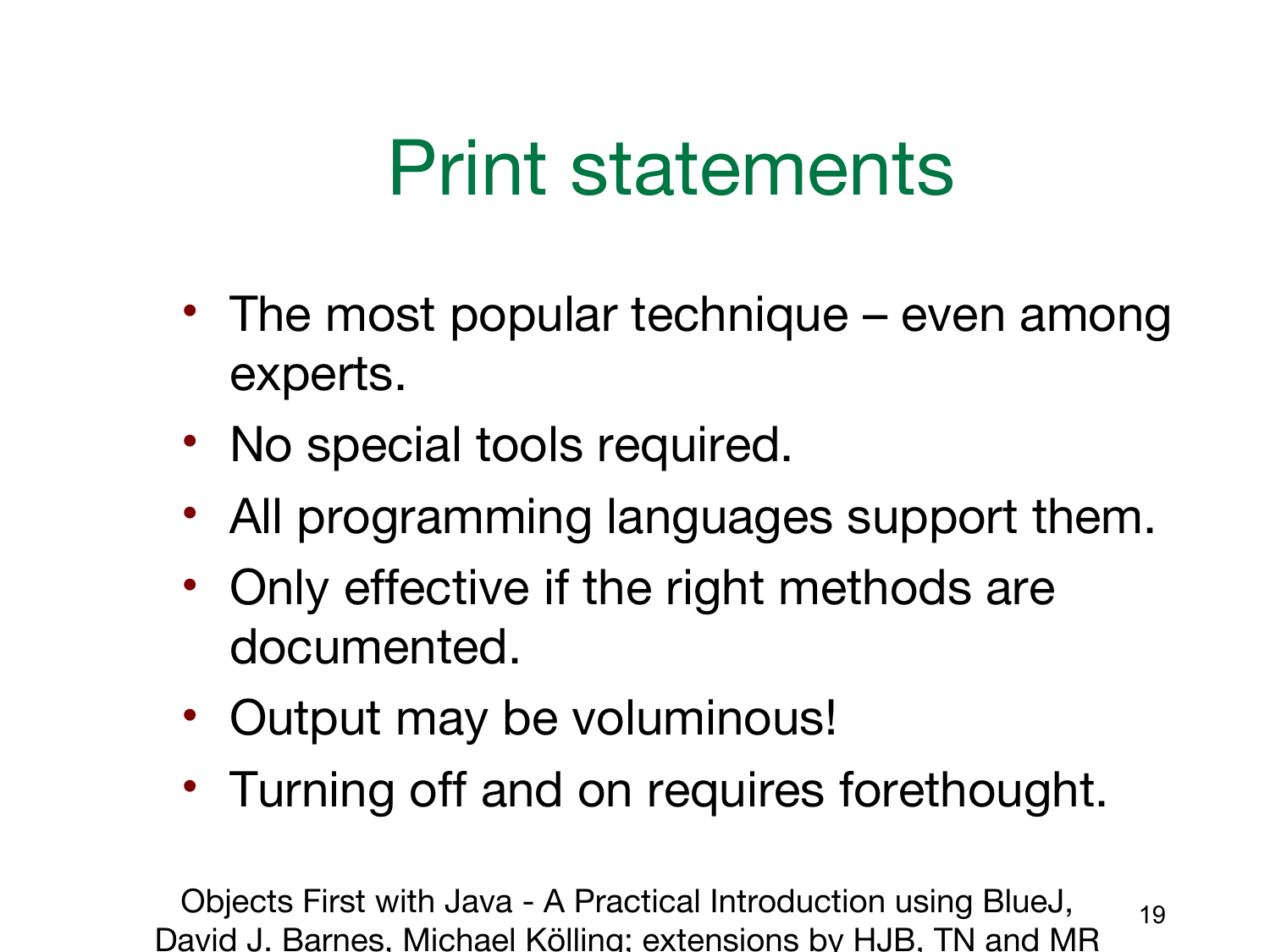# Print statements

- The most popular technique – even among experts.
- No special tools required.
- All programming languages support them.
- Only effective if the right methods are documented.
- Output may be voluminous!
- Turning off and on requires forethought.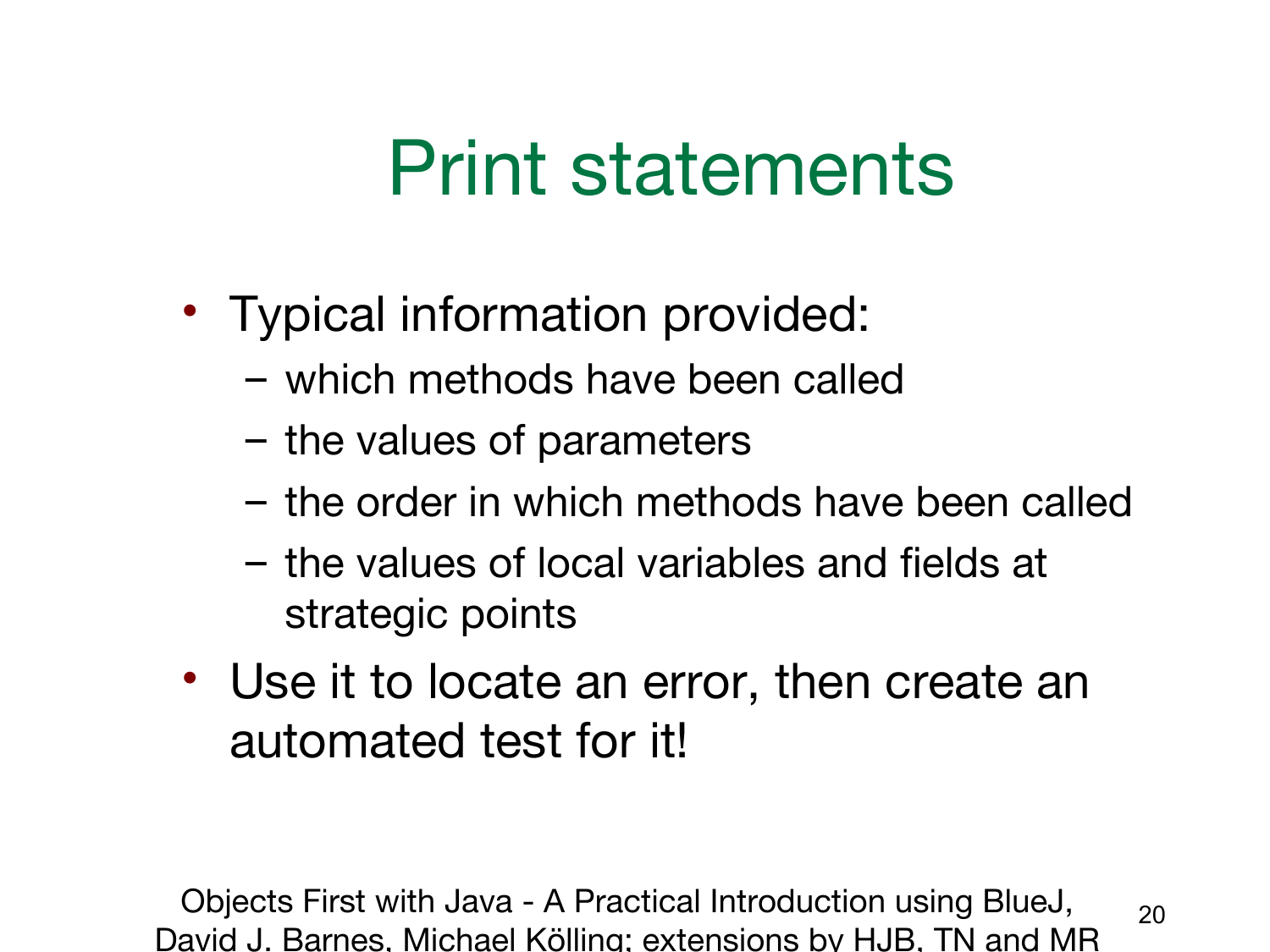# Print statements

- Typical information provided:
  - which methods have been called
  - the values of parameters
  - the order in which methods have been called
  - the values of local variables and fields at strategic points
- Use it to locate an error, then create an automated test for it!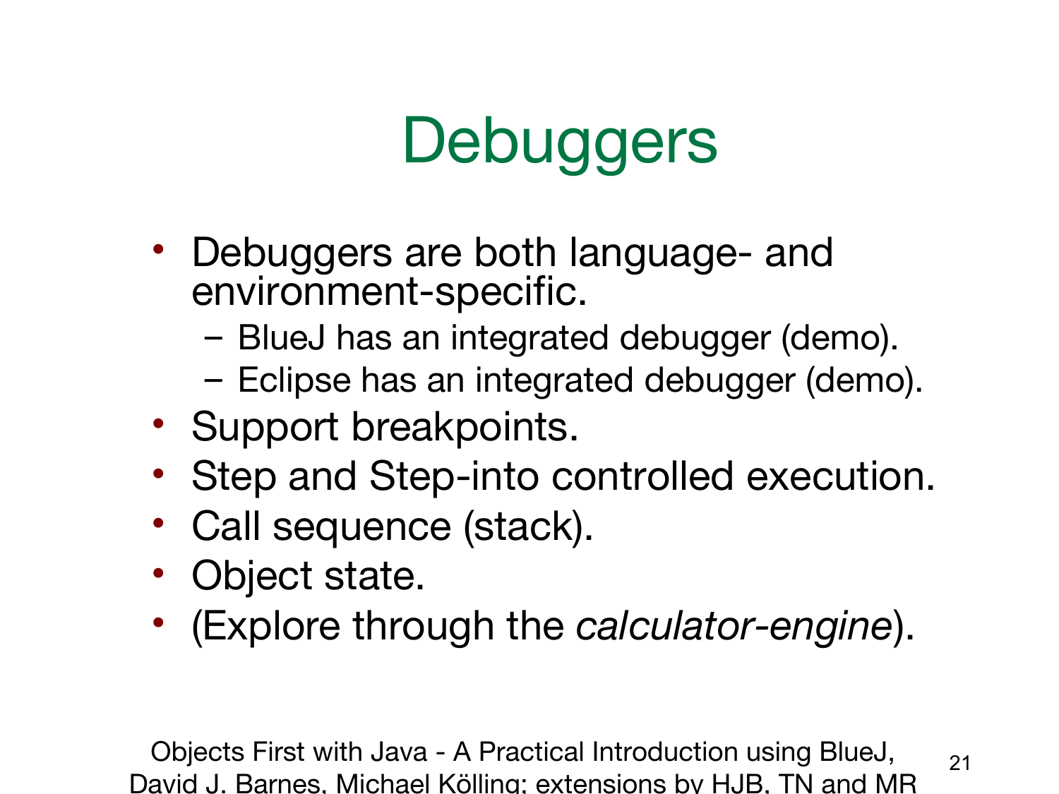# Debuggers

- Debuggers are both language- and environment-specific.
  - BlueJ has an integrated debugger (demo).
  - Eclipse has an integrated debugger (demo).
- Support breakpoints.
- Step and Step-into controlled execution.
- Call sequence (stack).
- Object state.
- (Explore through the *calculator-engine*).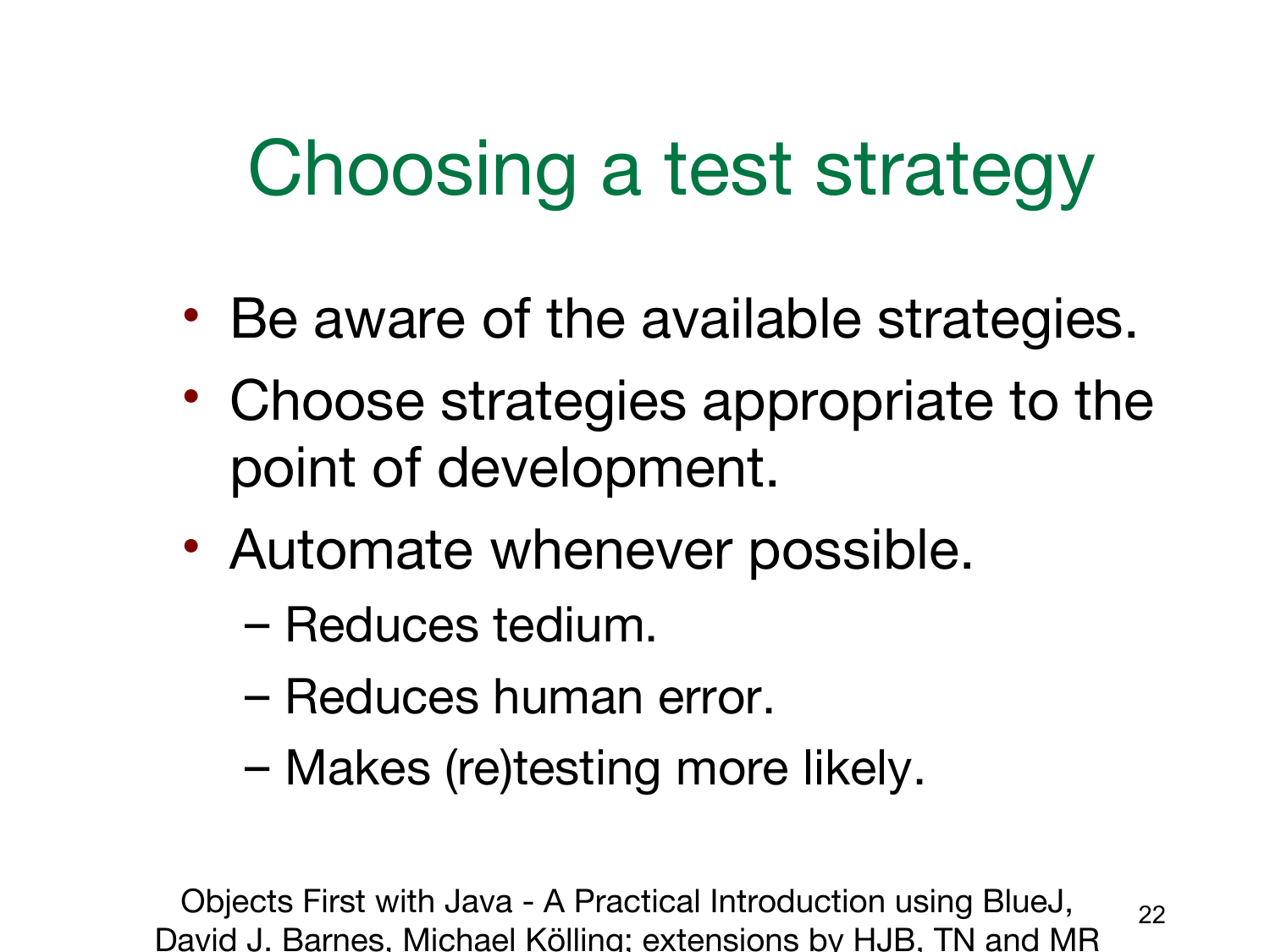# Choosing a test strategy

- Be aware of the available strategies.
- Choose strategies appropriate to the point of development.
- Automate whenever possible.
  - Reduces tedium.
  - Reduces human error.
  - Makes (re)testing more likely.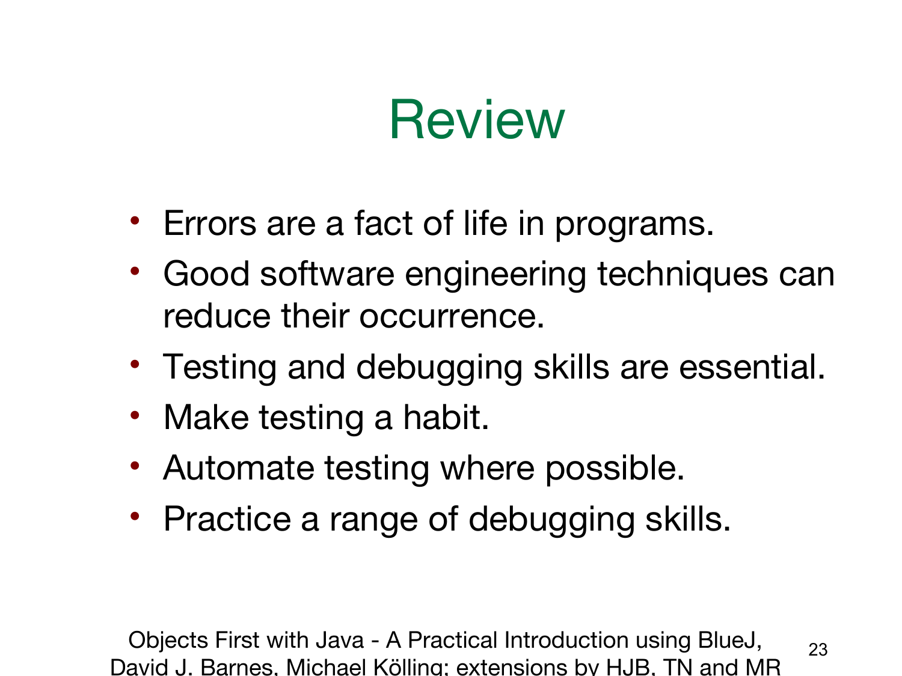# Review

- Errors are a fact of life in programs.
- Good software engineering techniques can reduce their occurrence.
- Testing and debugging skills are essential.
- Make testing a habit.
- Automate testing where possible.
- Practice a range of debugging skills.